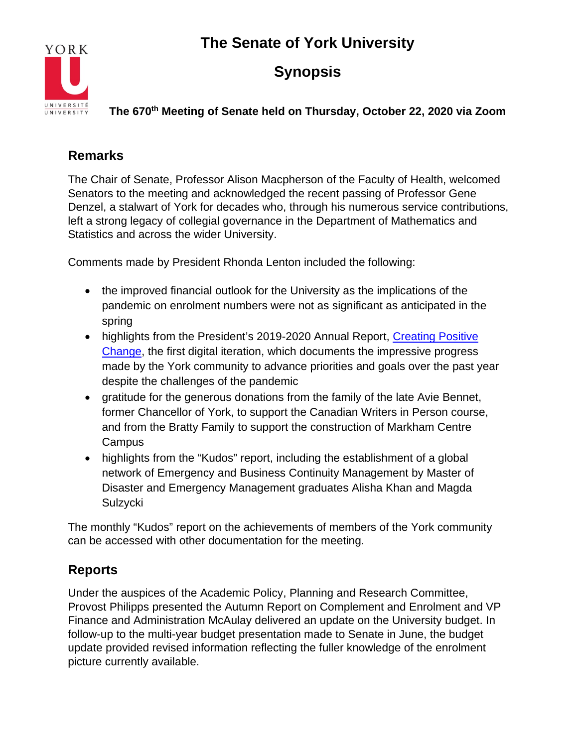# The Senate of York University

# Synopsis

**The 670th Meeting of Senate held on Thursday, October 22, 2020 via Zoom**

## Remarks

The Chair of Senate, Professor Alison Macpherson of the Faculty of Health, welcomed Senators to the meeting and acknowledged the recent passing of Professor Gene Denzel, a stalwart of York for decades who, through his numerous service contributions, left a strong legacy of collegial governance in the Department of Mathematics and Statistics and across the wider University.

Comments made by President Rhonda Lenton included the following:

- the improved financial outlook for the University as the implications of the pandemic on enrolment numbers were not as significant as anticipated in the spring
- highlights from the President's 2019-2020 Annual Report, Creating Positive Change, the first digital iteration, which documents the impressive progress made by the York community to advance priorities and goals over the past year despite the challenges of the pandemic
- gratitude for the generous donations from the family of the late Avie Bennet, former Chancellor of York, to support the Canadian Writers in Person course, and from the Bratty Family to support the construction of Markham Centre Campus
- highlights from the "Kudos" report, including the establishment of a global network of Emergency and Business Continuity Management by Master of Disaster and Emergency Management graduates Alisha Khan and Magda Sulzycki

The monthly "Kudos" report on the achievements of members of the York community can be accessed with other documentation for the meeting.

## Reports

Under the auspices of the Academic Policy, Planning and Research Committee, Provost Philipps presented the Autumn Report on Complement and Enrolment and VP Finance and Administration McAulay delivered an update on the University budget. In follow-up to the multi-year budget presentation made to Senate in June, the budget update provided revised information reflecting the fuller knowledge of the enrolment picture currently available.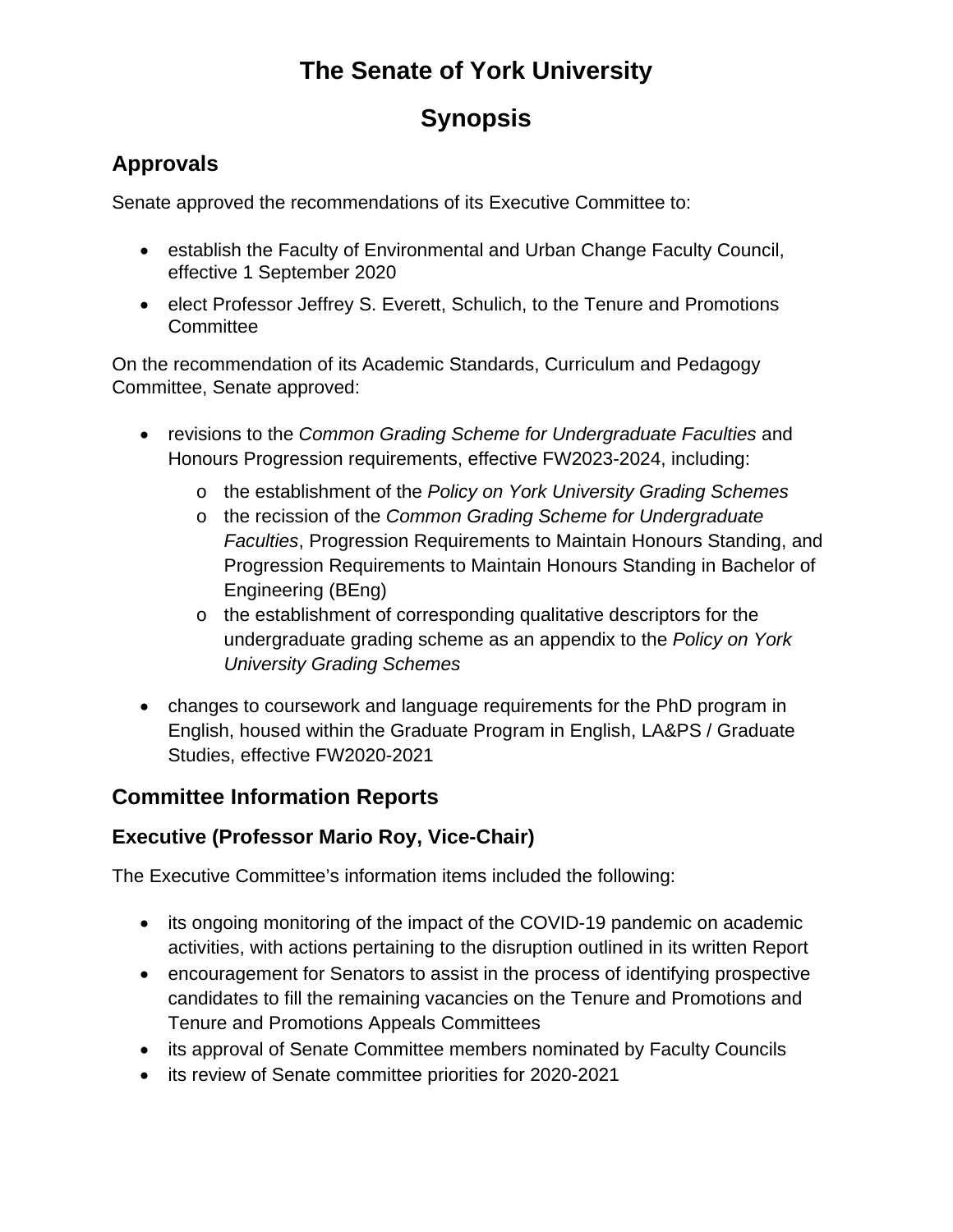# The Senate of York University

# Synopsis

## Approvals

Senate approved the recommendations of its Executive Committee to:

- establish the Faculty of Environmental and Urban Change Faculty Council, effective 1 September 2020
- elect Professor Jeffrey S. Everett, Schulich, to the Tenure and Promotions Committee

On the recommendation of its Academic Standards, Curriculum and Pedagogy Committee, Senate approved:

- revisions to the *Common Grading Scheme for Undergraduate Faculties* and Honours Progression requirements, effective FW2023-2024, including:
  - the establishment of the *Policy on York University Grading Schemes*
  - the recission of the *Common Grading Scheme for Undergraduate Faculties*, Progression Requirements to Maintain Honours Standing, and Progression Requirements to Maintain Honours Standing in Bachelor of Engineering (BEng)
  - the establishment of corresponding qualitative descriptors for the undergraduate grading scheme as an appendix to the *Policy on York University Grading Schemes*
- changes to coursework and language requirements for the PhD program in English, housed within the Graduate Program in English, LA&PS / Graduate Studies, effective FW2020-2021

## Committee Information Reports

### Executive (Professor Mario Roy, Vice-Chair)

The Executive Committee's information items included the following:

- its ongoing monitoring of the impact of the COVID-19 pandemic on academic activities, with actions pertaining to the disruption outlined in its written Report
- encouragement for Senators to assist in the process of identifying prospective candidates to fill the remaining vacancies on the Tenure and Promotions and Tenure and Promotions Appeals Committees
- its approval of Senate Committee members nominated by Faculty Councils
- its review of Senate committee priorities for 2020-2021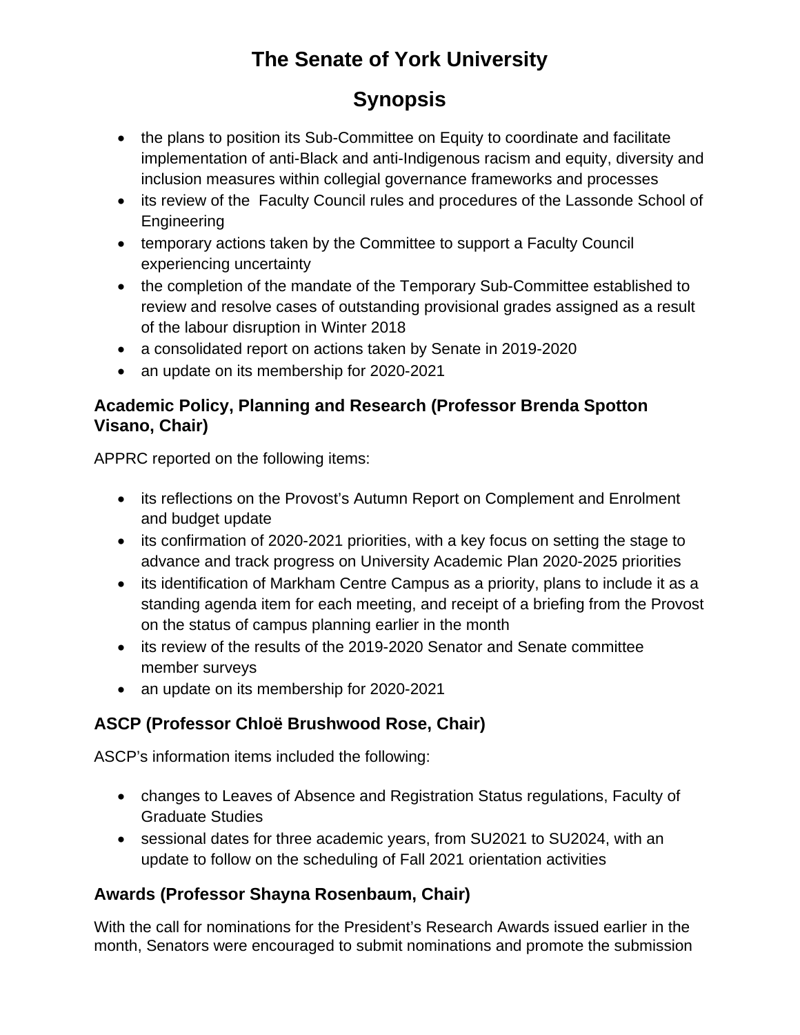# The Senate of York University

# Synopsis

- the plans to position its Sub-Committee on Equity to coordinate and facilitate implementation of anti-Black and anti-Indigenous racism and equity, diversity and inclusion measures within collegial governance frameworks and processes
- its review of the Faculty Council rules and procedures of the Lassonde School of Engineering
- temporary actions taken by the Committee to support a Faculty Council experiencing uncertainty
- the completion of the mandate of the Temporary Sub-Committee established to review and resolve cases of outstanding provisional grades assigned as a result of the labour disruption in Winter 2018
- a consolidated report on actions taken by Senate in 2019-2020
- an update on its membership for 2020-2021

### Academic Policy, Planning and Research (Professor Brenda Spotton Visano, Chair)

APPRC reported on the following items:

- its reflections on the Provost's Autumn Report on Complement and Enrolment and budget update
- its confirmation of 2020-2021 priorities, with a key focus on setting the stage to advance and track progress on University Academic Plan 2020-2025 priorities
- its identification of Markham Centre Campus as a priority, plans to include it as a standing agenda item for each meeting, and receipt of a briefing from the Provost on the status of campus planning earlier in the month
- its review of the results of the 2019-2020 Senator and Senate committee member surveys
- an update on its membership for 2020-2021

### ASCP (Professor Chloë Brushwood Rose, Chair)

ASCP's information items included the following:

- changes to Leaves of Absence and Registration Status regulations, Faculty of Graduate Studies
- sessional dates for three academic years, from SU2021 to SU2024, with an update to follow on the scheduling of Fall 2021 orientation activities

### Awards (Professor Shayna Rosenbaum, Chair)

With the call for nominations for the President's Research Awards issued earlier in the month, Senators were encouraged to submit nominations and promote the submission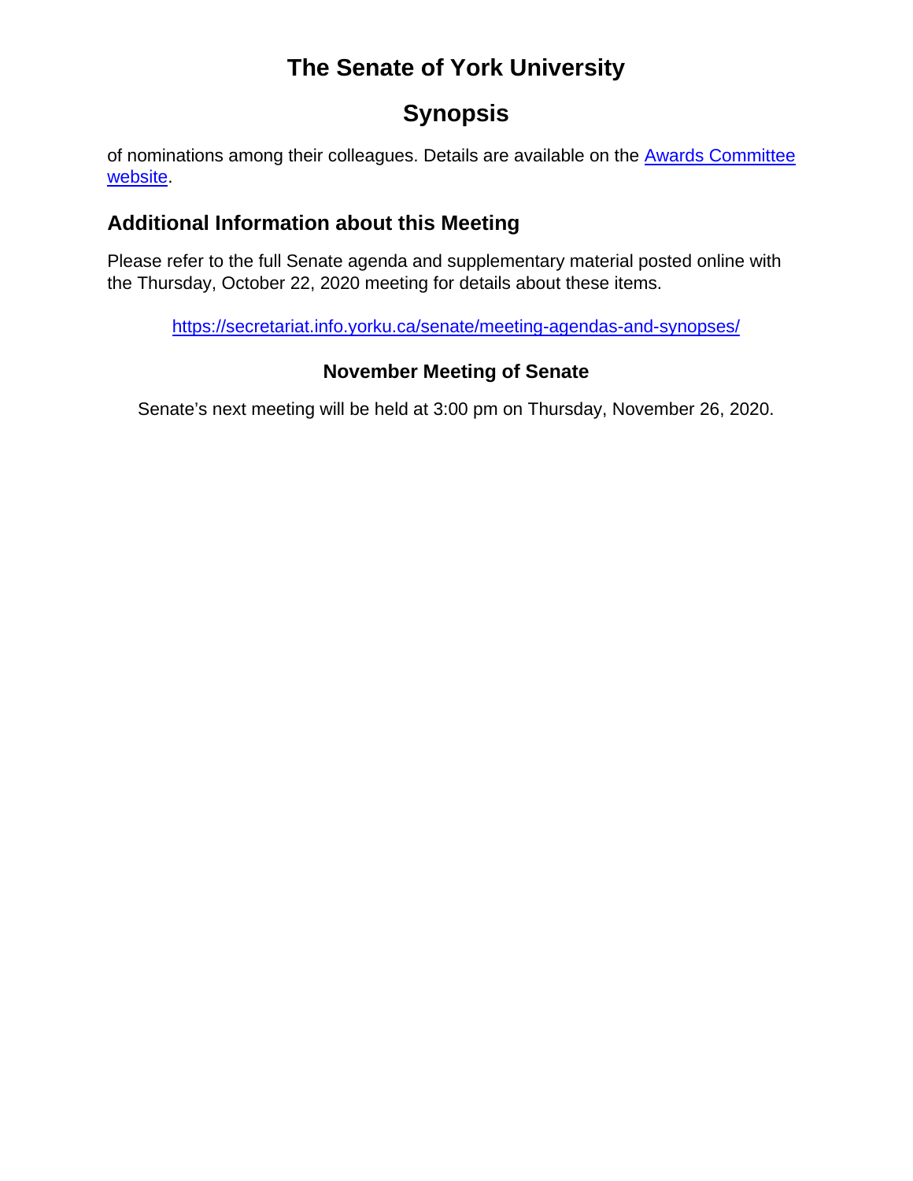of nominations among their colleagues. Details are available on the [Awards Committee website](#).

## Additional Information about this Meeting

Please refer to the full Senate agenda and supplementary material posted online with the Thursday, October 22, 2020 meeting for details about these items.

https://secretariat.info.yorku.ca/senate/meeting-agendas-and-synopses/

### November Meeting of Senate

Senate's next meeting will be held at 3:00 pm on Thursday, November 26, 2020.